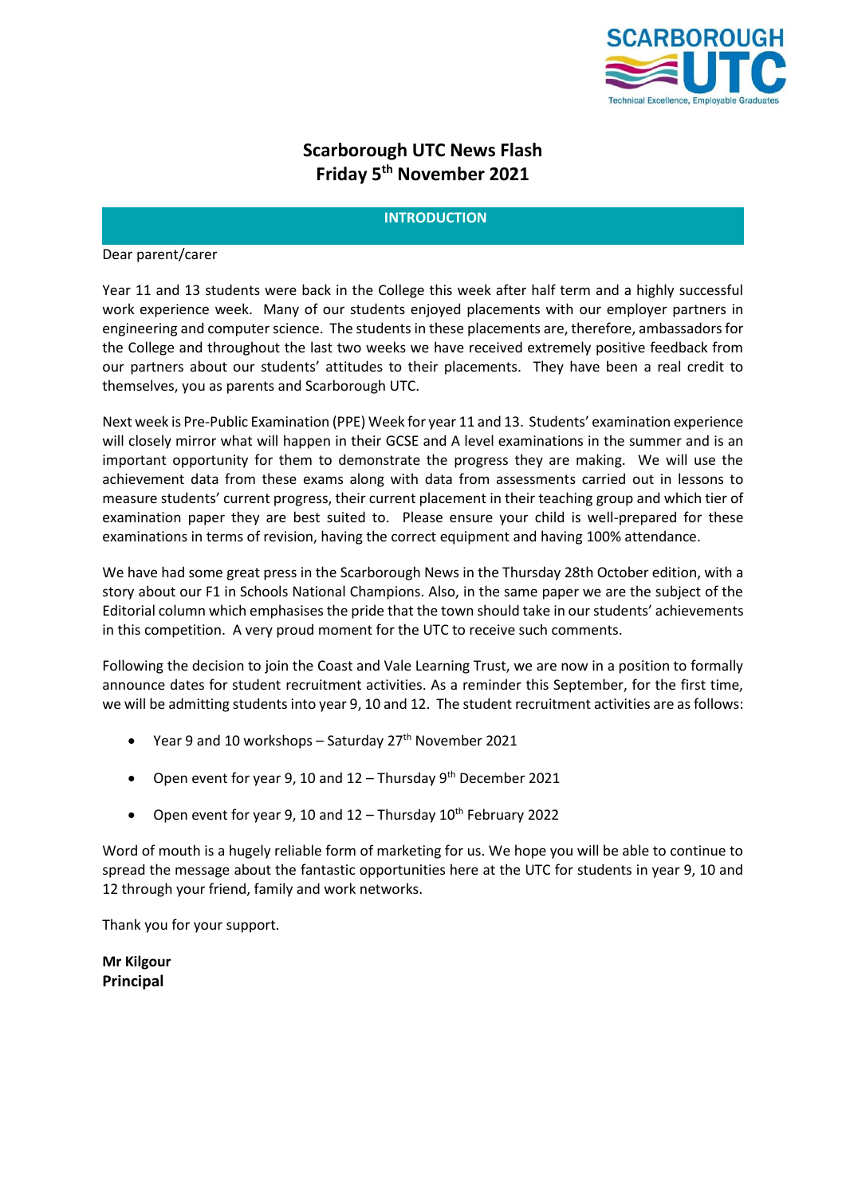# Scarborough UTC News Flash
# Friday 5th November 2021

## INTRODUCTION

Dear parent/carer

Year 11 and 13 students were back in the College this week after half term and a highly successful work experience week. Many of our students enjoyed placements with our employer partners in engineering and computer science. The students in these placements are, therefore, ambassadors for the College and throughout the last two weeks we have received extremely positive feedback from our partners about our students' attitudes to their placements. They have been a real credit to themselves, you as parents and Scarborough UTC.

Next week is Pre-Public Examination (PPE) Week for year 11 and 13. Students' examination experience will closely mirror what will happen in their GCSE and A level examinations in the summer and is an important opportunity for them to demonstrate the progress they are making. We will use the achievement data from these exams along with data from assessments carried out in lessons to measure students' current progress, their current placement in their teaching group and which tier of examination paper they are best suited to. Please ensure your child is well-prepared for these examinations in terms of revision, having the correct equipment and having 100% attendance.

We have had some great press in the Scarborough News in the Thursday 28th October edition, with a story about our F1 in Schools National Champions. Also, in the same paper we are the subject of the Editorial column which emphasises the pride that the town should take in our students' achievements in this competition. A very proud moment for the UTC to receive such comments.

Following the decision to join the Coast and Vale Learning Trust, we are now in a position to formally announce dates for student recruitment activities. As a reminder this September, for the first time, we will be admitting students into year 9, 10 and 12. The student recruitment activities are as follows:

- Year 9 and 10 workshops – Saturday 27th November 2021
- Open event for year 9, 10 and 12 – Thursday 9th December 2021
- Open event for year 9, 10 and 12 – Thursday 10th February 2022

Word of mouth is a hugely reliable form of marketing for us. We hope you will be able to continue to spread the message about the fantastic opportunities here at the UTC for students in year 9, 10 and 12 through your friend, family and work networks.

Thank you for your support.

**Mr Kilgour**
**Principal**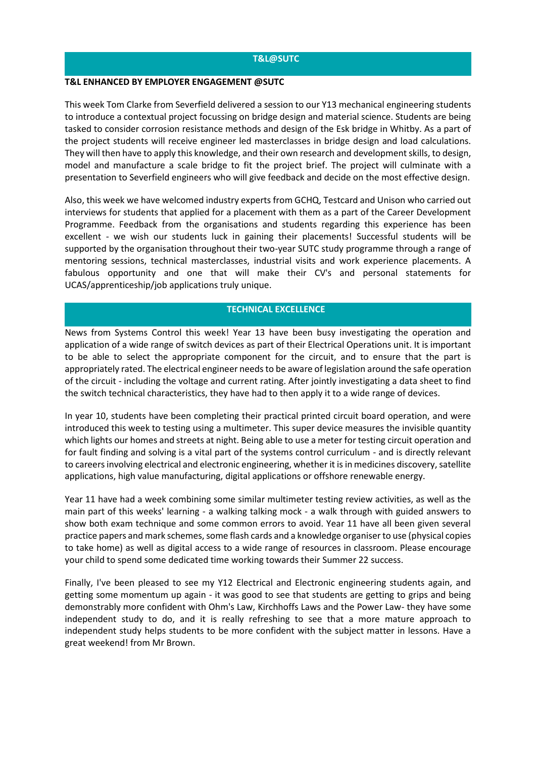## T&L@SUTC

**T&L ENHANCED BY EMPLOYER ENGAGEMENT @SUTC**

This week Tom Clarke from Severfield delivered a session to our Y13 mechanical engineering students to introduce a contextual project focussing on bridge design and material science. Students are being tasked to consider corrosion resistance methods and design of the Esk bridge in Whitby. As a part of the project students will receive engineer led masterclasses in bridge design and load calculations. They will then have to apply this knowledge, and their own research and development skills, to design, model and manufacture a scale bridge to fit the project brief. The project will culminate with a presentation to Severfield engineers who will give feedback and decide on the most effective design.

Also, this week we have welcomed industry experts from GCHQ, Testcard and Unison who carried out interviews for students that applied for a placement with them as a part of the Career Development Programme. Feedback from the organisations and students regarding this experience has been excellent - we wish our students luck in gaining their placements! Successful students will be supported by the organisation throughout their two-year SUTC study programme through a range of mentoring sessions, technical masterclasses, industrial visits and work experience placements. A fabulous opportunity and one that will make their CV's and personal statements for UCAS/apprenticeship/job applications truly unique.

## TECHNICAL EXCELLENCE

News from Systems Control this week! Year 13 have been busy investigating the operation and application of a wide range of switch devices as part of their Electrical Operations unit. It is important to be able to select the appropriate component for the circuit, and to ensure that the part is appropriately rated. The electrical engineer needs to be aware of legislation around the safe operation of the circuit - including the voltage and current rating. After jointly investigating a data sheet to find the switch technical characteristics, they have had to then apply it to a wide range of devices.

In year 10, students have been completing their practical printed circuit board operation, and were introduced this week to testing using a multimeter. This super device measures the invisible quantity which lights our homes and streets at night. Being able to use a meter for testing circuit operation and for fault finding and solving is a vital part of the systems control curriculum - and is directly relevant to careers involving electrical and electronic engineering, whether it is in medicines discovery, satellite applications, high value manufacturing, digital applications or offshore renewable energy.

Year 11 have had a week combining some similar multimeter testing review activities, as well as the main part of this weeks' learning - a walking talking mock - a walk through with guided answers to show both exam technique and some common errors to avoid. Year 11 have all been given several practice papers and mark schemes, some flash cards and a knowledge organiser to use (physical copies to take home) as well as digital access to a wide range of resources in classroom. Please encourage your child to spend some dedicated time working towards their Summer 22 success.

Finally, I've been pleased to see my Y12 Electrical and Electronic engineering students again, and getting some momentum up again - it was good to see that students are getting to grips and being demonstrably more confident with Ohm's Law, Kirchhoffs Laws and the Power Law- they have some independent study to do, and it is really refreshing to see that a more mature approach to independent study helps students to be more confident with the subject matter in lessons. Have a great weekend! from Mr Brown.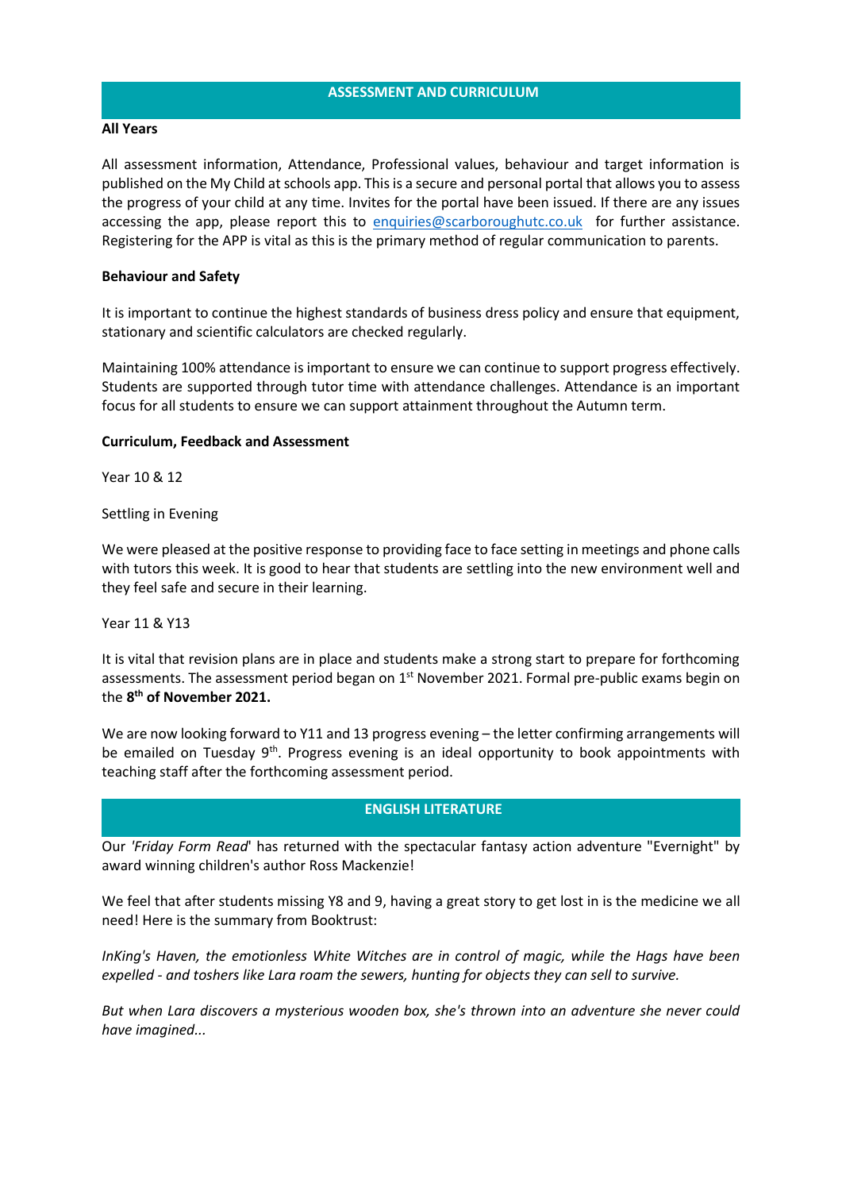## ASSESSMENT AND CURRICULUM

**All Years**

All assessment information, Attendance, Professional values, behaviour and target information is published on the My Child at schools app. This is a secure and personal portal that allows you to assess the progress of your child at any time. Invites for the portal have been issued. If there are any issues accessing the app, please report this to enquiries@scarboroughutc.co.uk for further assistance. Registering for the APP is vital as this is the primary method of regular communication to parents.

**Behaviour and Safety**

It is important to continue the highest standards of business dress policy and ensure that equipment, stationary and scientific calculators are checked regularly.

Maintaining 100% attendance is important to ensure we can continue to support progress effectively. Students are supported through tutor time with attendance challenges. Attendance is an important focus for all students to ensure we can support attainment throughout the Autumn term.

**Curriculum, Feedback and Assessment**

Year 10 & 12

Settling in Evening

We were pleased at the positive response to providing face to face setting in meetings and phone calls with tutors this week. It is good to hear that students are settling into the new environment well and they feel safe and secure in their learning.

Year 11 & Y13

It is vital that revision plans are in place and students make a strong start to prepare for forthcoming assessments. The assessment period began on 1st November 2021. Formal pre-public exams begin on the **8th of November 2021.**

We are now looking forward to Y11 and 13 progress evening – the letter confirming arrangements will be emailed on Tuesday 9th. Progress evening is an ideal opportunity to book appointments with teaching staff after the forthcoming assessment period.

## ENGLISH LITERATURE

Our '*Friday Form Read*' has returned with the spectacular fantasy action adventure "Evernight" by award winning children's author Ross Mackenzie!

We feel that after students missing Y8 and 9, having a great story to get lost in is the medicine we all need! Here is the summary from Booktrust:

*InKing's Haven, the emotionless White Witches are in control of magic, while the Hags have been expelled - and toshers like Lara roam the sewers, hunting for objects they can sell to survive.*

*But when Lara discovers a mysterious wooden box, she's thrown into an adventure she never could have imagined...*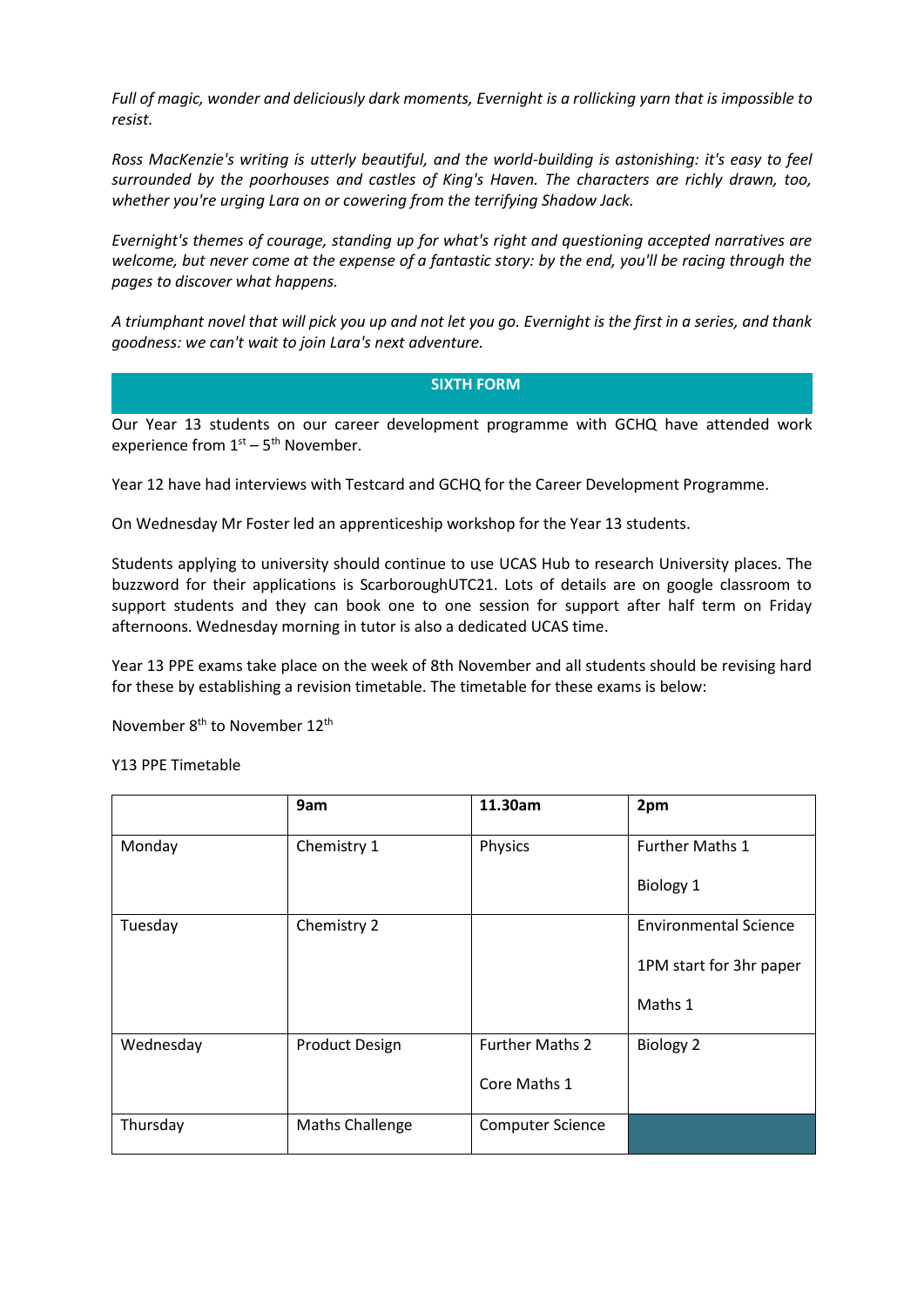*Full of magic, wonder and deliciously dark moments, Evernight is a rollicking yarn that is impossible to resist.*

*Ross MacKenzie's writing is utterly beautiful, and the world-building is astonishing: it's easy to feel surrounded by the poorhouses and castles of King's Haven. The characters are richly drawn, too, whether you're urging Lara on or cowering from the terrifying Shadow Jack.*

*Evernight's themes of courage, standing up for what's right and questioning accepted narratives are welcome, but never come at the expense of a fantastic story: by the end, you'll be racing through the pages to discover what happens.*

*A triumphant novel that will pick you up and not let you go. Evernight is the first in a series, and thank goodness: we can't wait to join Lara's next adventure.*

## SIXTH FORM

Our Year 13 students on our career development programme with GCHQ have attended work experience from 1st – 5th November.

Year 12 have had interviews with Testcard and GCHQ for the Career Development Programme.

On Wednesday Mr Foster led an apprenticeship workshop for the Year 13 students.

Students applying to university should continue to use UCAS Hub to research University places. The buzzword for their applications is ScarboroughUTC21. Lots of details are on google classroom to support students and they can book one to one session for support after half term on Friday afternoons. Wednesday morning in tutor is also a dedicated UCAS time.

Year 13 PPE exams take place on the week of 8th November and all students should be revising hard for these by establishing a revision timetable. The timetable for these exams is below:

November 8th to November 12th

Y13 PPE Timetable

| | **9am** | **11.30am** | **2pm** |
|---|---|---|---|
| Monday | Chemistry 1 | Physics | Further Maths 1<br><br>Biology 1 |
| Tuesday | Chemistry 2 | | Environmental Science<br><br>1PM start for 3hr paper<br><br>Maths 1 |
| Wednesday | Product Design | Further Maths 2<br><br>Core Maths 1 | Biology 2 |
| Thursday | Maths Challenge | Computer Science | |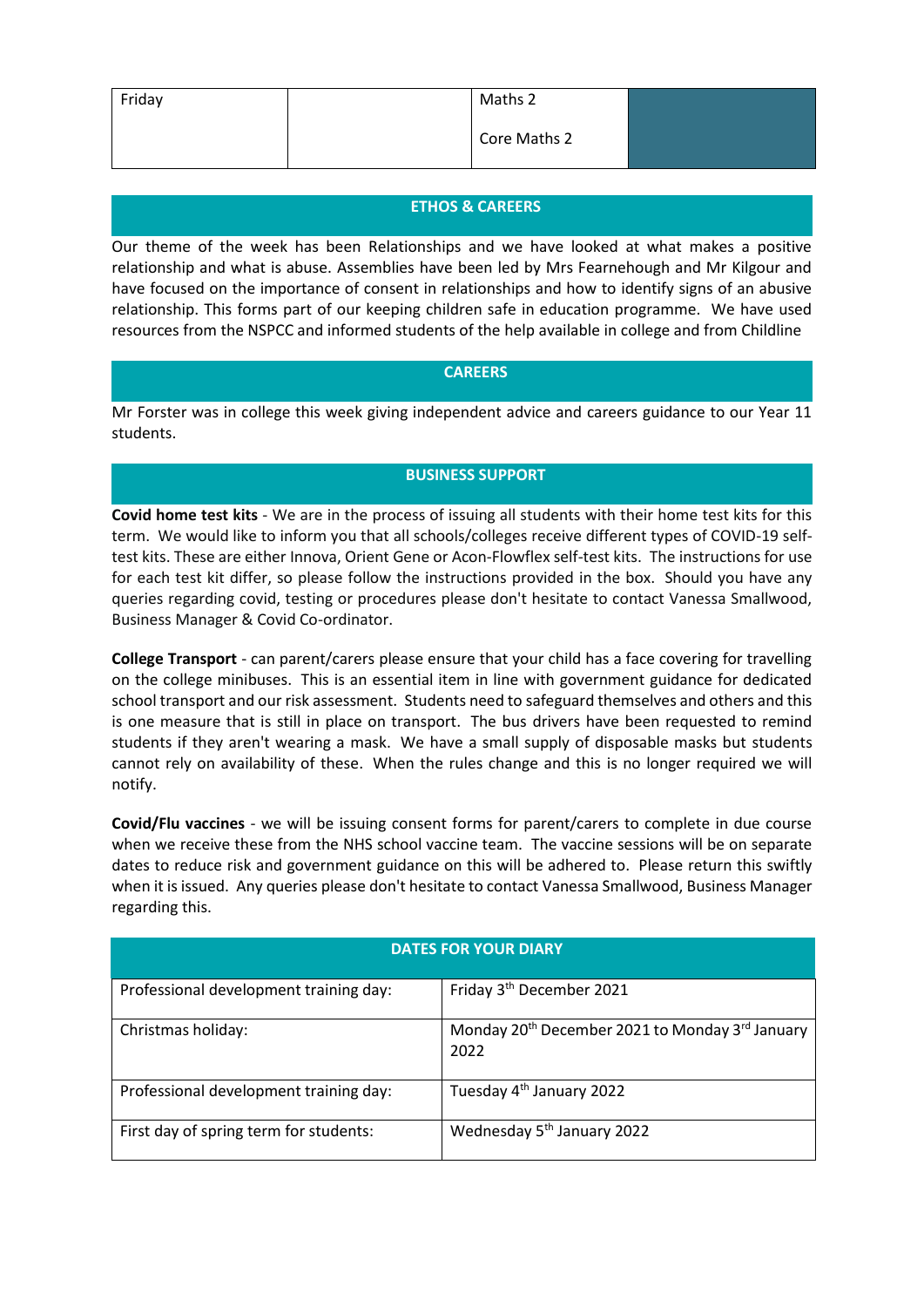| Friday | | Maths 2<br><br>Core Maths 2 | |
|---|---|---|---|

## ETHOS & CAREERS

Our theme of the week has been Relationships and we have looked at what makes a positive relationship and what is abuse. Assemblies have been led by Mrs Fearnehough and Mr Kilgour and have focused on the importance of consent in relationships and how to identify signs of an abusive relationship. This forms part of our keeping children safe in education programme. We have used resources from the NSPCC and informed students of the help available in college and from Childline

## CAREERS

Mr Forster was in college this week giving independent advice and careers guidance to our Year 11 students.

## BUSINESS SUPPORT

**Covid home test kits** - We are in the process of issuing all students with their home test kits for this term. We would like to inform you that all schools/colleges receive different types of COVID-19 self-test kits. These are either Innova, Orient Gene or Acon-Flowflex self-test kits. The instructions for use for each test kit differ, so please follow the instructions provided in the box. Should you have any queries regarding covid, testing or procedures please don't hesitate to contact Vanessa Smallwood, Business Manager & Covid Co-ordinator.

**College Transport** - can parent/carers please ensure that your child has a face covering for travelling on the college minibuses. This is an essential item in line with government guidance for dedicated school transport and our risk assessment. Students need to safeguard themselves and others and this is one measure that is still in place on transport. The bus drivers have been requested to remind students if they aren't wearing a mask. We have a small supply of disposable masks but students cannot rely on availability of these. When the rules change and this is no longer required we will notify.

**Covid/Flu vaccines** - we will be issuing consent forms for parent/carers to complete in due course when we receive these from the NHS school vaccine team. The vaccine sessions will be on separate dates to reduce risk and government guidance on this will be adhered to. Please return this swiftly when it is issued. Any queries please don't hesitate to contact Vanessa Smallwood, Business Manager regarding this.

## DATES FOR YOUR DIARY

| | |
|---|---|
| Professional development training day: | Friday 3th December 2021 |
| Christmas holiday: | Monday 20th December 2021 to Monday 3rd January 2022 |
| Professional development training day: | Tuesday 4th January 2022 |
| First day of spring term for students: | Wednesday 5th January 2022 |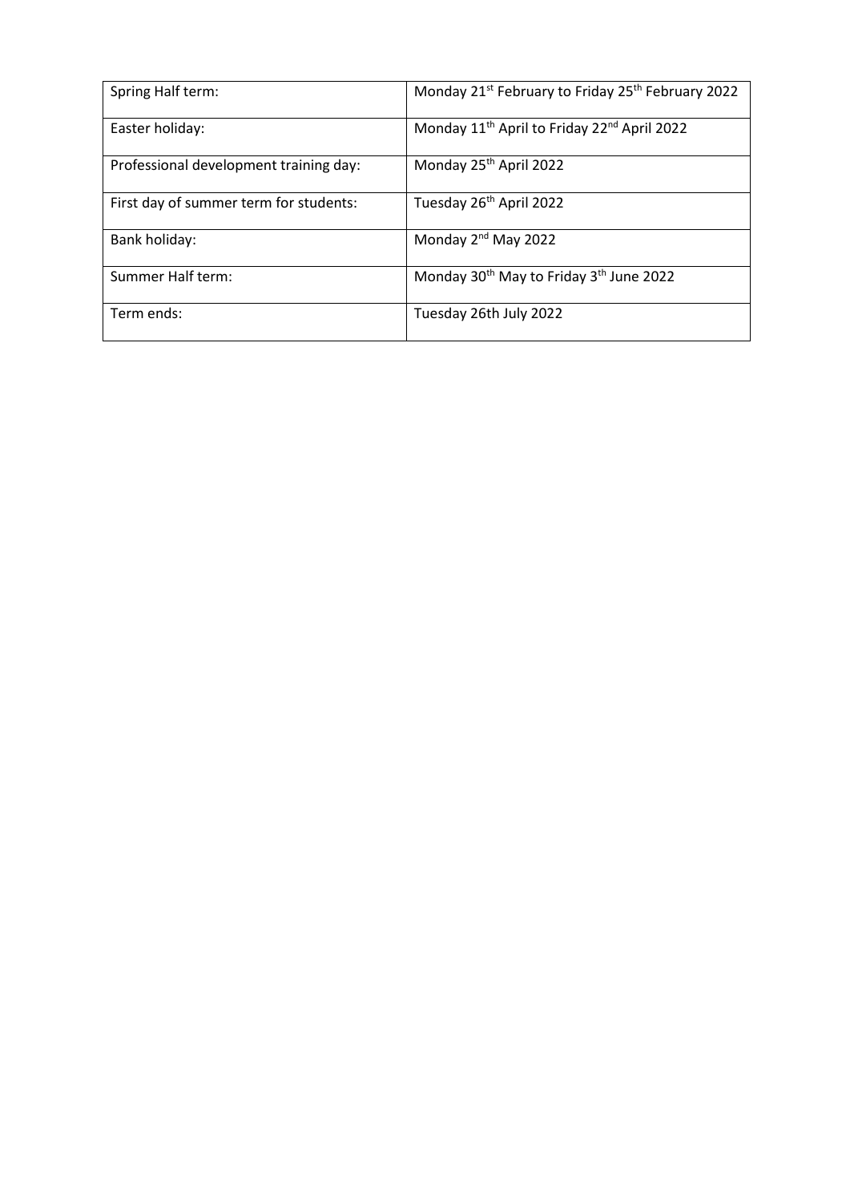| | |
|---|---|
| Spring Half term: | Monday 21st February to Friday 25th February 2022 |
| Easter holiday: | Monday 11th April to Friday 22nd April 2022 |
| Professional development training day: | Monday 25th April 2022 |
| First day of summer term for students: | Tuesday 26th April 2022 |
| Bank holiday: | Monday 2nd May 2022 |
| Summer Half term: | Monday 30th May to Friday 3th June 2022 |
| Term ends: | Tuesday 26th July 2022 |